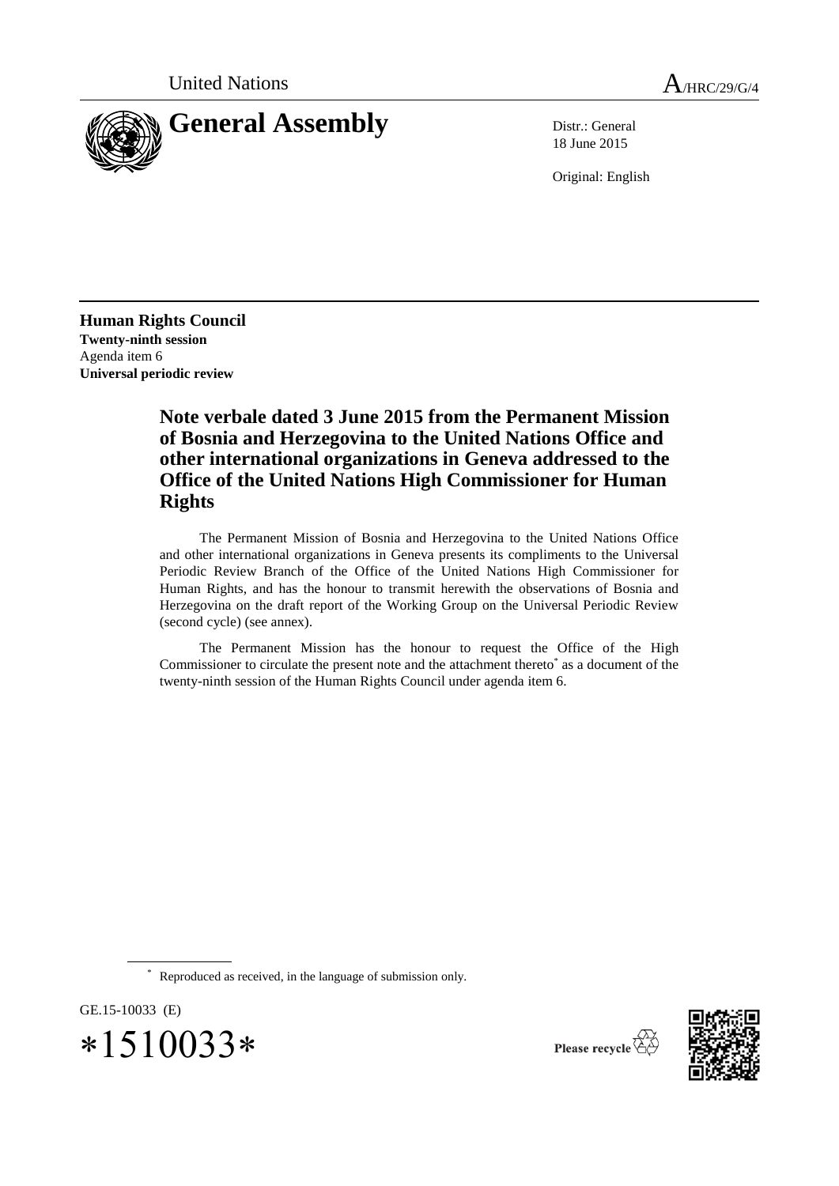United Nations A/HRC/29/G/4

# General Assembly

Distr.: General
18 June 2015

Original: English

**Human Rights Council**
**Twenty-ninth session**
Agenda item 6
**Universal periodic review**

## Note verbale dated 3 June 2015 from the Permanent Mission of Bosnia and Herzegovina to the United Nations Office and other international organizations in Geneva addressed to the Office of the United Nations High Commissioner for Human Rights

The Permanent Mission of Bosnia and Herzegovina to the United Nations Office and other international organizations in Geneva presents its compliments to the Universal Periodic Review Branch of the Office of the United Nations High Commissioner for Human Rights, and has the honour to transmit herewith the observations of Bosnia and Herzegovina on the draft report of the Working Group on the Universal Periodic Review (second cycle) (see annex).

The Permanent Mission has the honour to request the Office of the High Commissioner to circulate the present note and the attachment thereto* as a document of the twenty-ninth session of the Human Rights Council under agenda item 6.

\* Reproduced as received, in the language of submission only.

GE.15-10033 (E)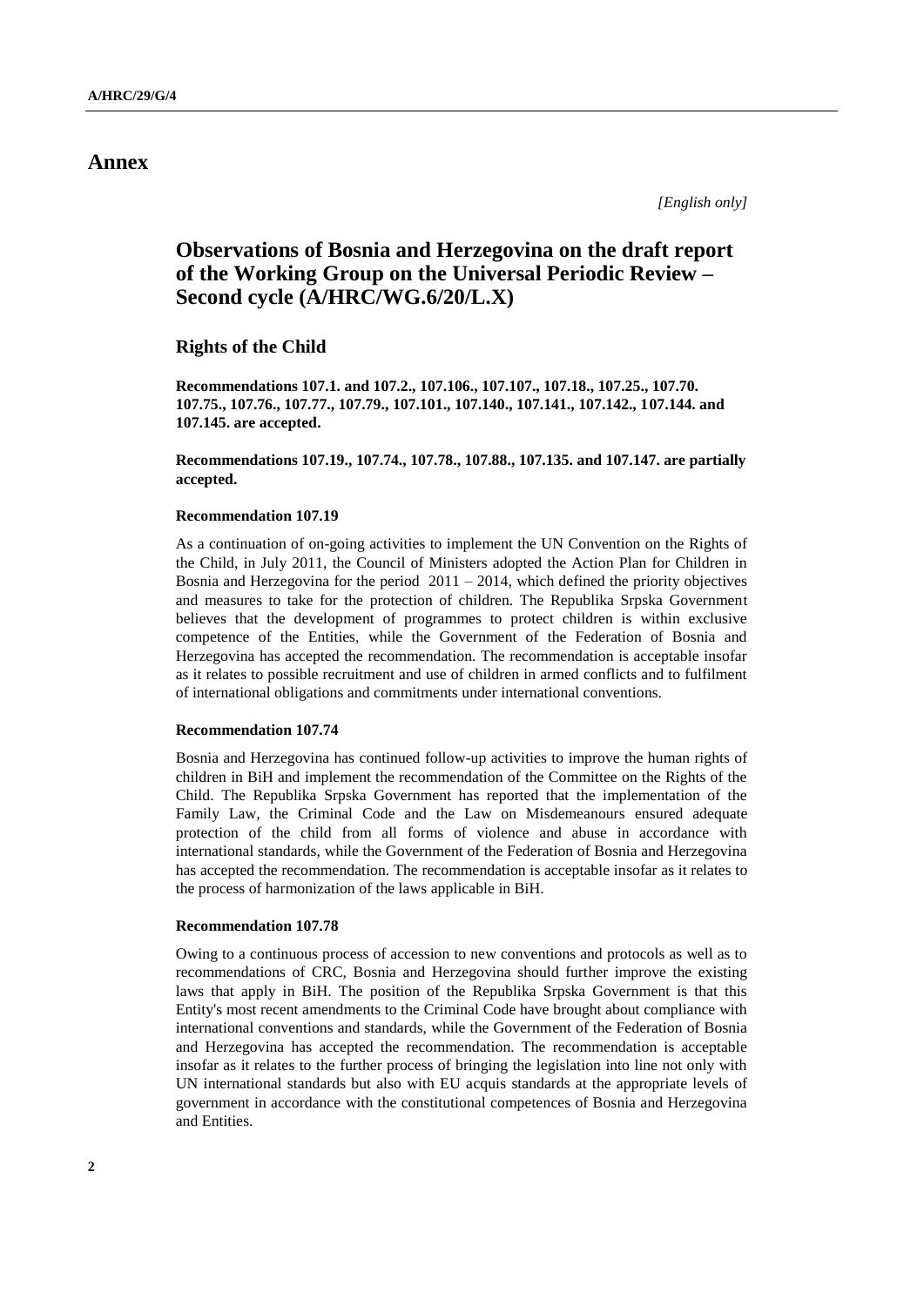# Annex

*[English only]*

## Observations of Bosnia and Herzegovina on the draft report of the Working Group on the Universal Periodic Review – Second cycle (A/HRC/WG.6/20/L.X)

### Rights of the Child

**Recommendations 107.1. and 107.2., 107.106., 107.107., 107.18., 107.25., 107.70. 107.75., 107.76., 107.77., 107.79., 107.101., 107.140., 107.141., 107.142., 107.144. and 107.145. are accepted.**

**Recommendations 107.19., 107.74., 107.78., 107.88., 107.135. and 107.147. are partially accepted.**

#### Recommendation 107.19

As a continuation of on-going activities to implement the UN Convention on the Rights of the Child, in July 2011, the Council of Ministers adopted the Action Plan for Children in Bosnia and Herzegovina for the period 2011 – 2014, which defined the priority objectives and measures to take for the protection of children. The Republika Srpska Government believes that the development of programmes to protect children is within exclusive competence of the Entities, while the Government of the Federation of Bosnia and Herzegovina has accepted the recommendation. The recommendation is acceptable insofar as it relates to possible recruitment and use of children in armed conflicts and to fulfilment of international obligations and commitments under international conventions.

#### Recommendation 107.74

Bosnia and Herzegovina has continued follow-up activities to improve the human rights of children in BiH and implement the recommendation of the Committee on the Rights of the Child. The Republika Srpska Government has reported that the implementation of the Family Law, the Criminal Code and the Law on Misdemeanours ensured adequate protection of the child from all forms of violence and abuse in accordance with international standards, while the Government of the Federation of Bosnia and Herzegovina has accepted the recommendation. The recommendation is acceptable insofar as it relates to the process of harmonization of the laws applicable in BiH.

#### Recommendation 107.78

Owing to a continuous process of accession to new conventions and protocols as well as to recommendations of CRC, Bosnia and Herzegovina should further improve the existing laws that apply in BiH. The position of the Republika Srpska Government is that this Entity's most recent amendments to the Criminal Code have brought about compliance with international conventions and standards, while the Government of the Federation of Bosnia and Herzegovina has accepted the recommendation. The recommendation is acceptable insofar as it relates to the further process of bringing the legislation into line not only with UN international standards but also with EU acquis standards at the appropriate levels of government in accordance with the constitutional competences of Bosnia and Herzegovina and Entities.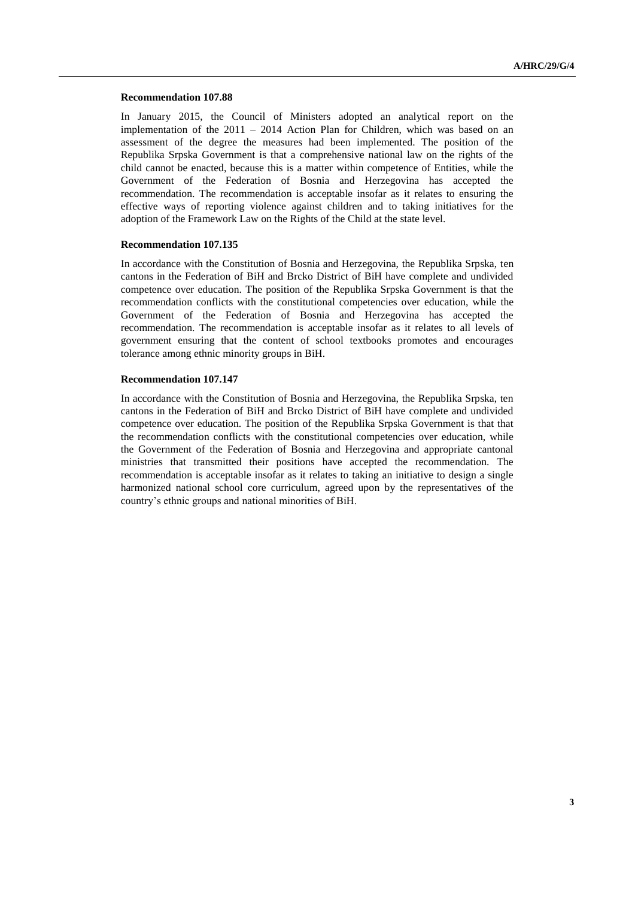**Recommendation 107.88**

In January 2015, the Council of Ministers adopted an analytical report on the implementation of the 2011 – 2014 Action Plan for Children, which was based on an assessment of the degree the measures had been implemented. The position of the Republika Srpska Government is that a comprehensive national law on the rights of the child cannot be enacted, because this is a matter within competence of Entities, while the Government of the Federation of Bosnia and Herzegovina has accepted the recommendation. The recommendation is acceptable insofar as it relates to ensuring the effective ways of reporting violence against children and to taking initiatives for the adoption of the Framework Law on the Rights of the Child at the state level.

**Recommendation 107.135**

In accordance with the Constitution of Bosnia and Herzegovina, the Republika Srpska, ten cantons in the Federation of BiH and Brcko District of BiH have complete and undivided competence over education. The position of the Republika Srpska Government is that the recommendation conflicts with the constitutional competencies over education, while the Government of the Federation of Bosnia and Herzegovina has accepted the recommendation. The recommendation is acceptable insofar as it relates to all levels of government ensuring that the content of school textbooks promotes and encourages tolerance among ethnic minority groups in BiH.

**Recommendation 107.147**

In accordance with the Constitution of Bosnia and Herzegovina, the Republika Srpska, ten cantons in the Federation of BiH and Brcko District of BiH have complete and undivided competence over education. The position of the Republika Srpska Government is that that the recommendation conflicts with the constitutional competencies over education, while the Government of the Federation of Bosnia and Herzegovina and appropriate cantonal ministries that transmitted their positions have accepted the recommendation. The recommendation is acceptable insofar as it relates to taking an initiative to design a single harmonized national school core curriculum, agreed upon by the representatives of the country's ethnic groups and national minorities of BiH.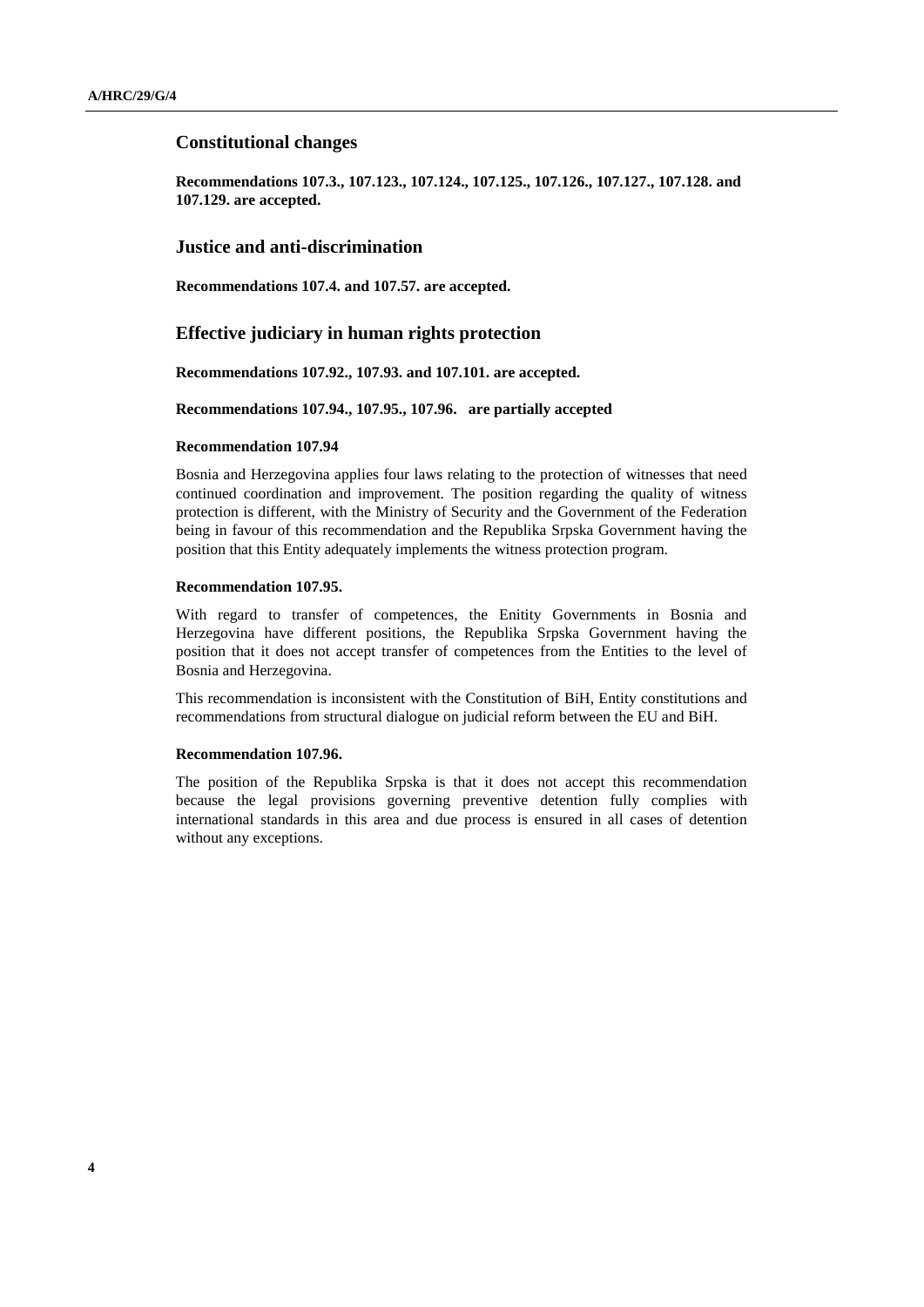## Constitutional changes

**Recommendations 107.3., 107.123., 107.124., 107.125., 107.126., 107.127., 107.128. and 107.129. are accepted.**

## Justice and anti-discrimination

**Recommendations 107.4. and 107.57. are accepted.**

## Effective judiciary in human rights protection

**Recommendations 107.92., 107.93. and 107.101. are accepted.**

**Recommendations 107.94., 107.95., 107.96. are partially accepted**

#### Recommendation 107.94

Bosnia and Herzegovina applies four laws relating to the protection of witnesses that need continued coordination and improvement. The position regarding the quality of witness protection is different, with the Ministry of Security and the Government of the Federation being in favour of this recommendation and the Republika Srpska Government having the position that this Entity adequately implements the witness protection program.

#### Recommendation 107.95.

With regard to transfer of competences, the Enitity Governments in Bosnia and Herzegovina have different positions, the Republika Srpska Government having the position that it does not accept transfer of competences from the Entities to the level of Bosnia and Herzegovina.

This recommendation is inconsistent with the Constitution of BiH, Entity constitutions and recommendations from structural dialogue on judicial reform between the EU and BiH.

#### Recommendation 107.96.

The position of the Republika Srpska is that it does not accept this recommendation because the legal provisions governing preventive detention fully complies with international standards in this area and due process is ensured in all cases of detention without any exceptions.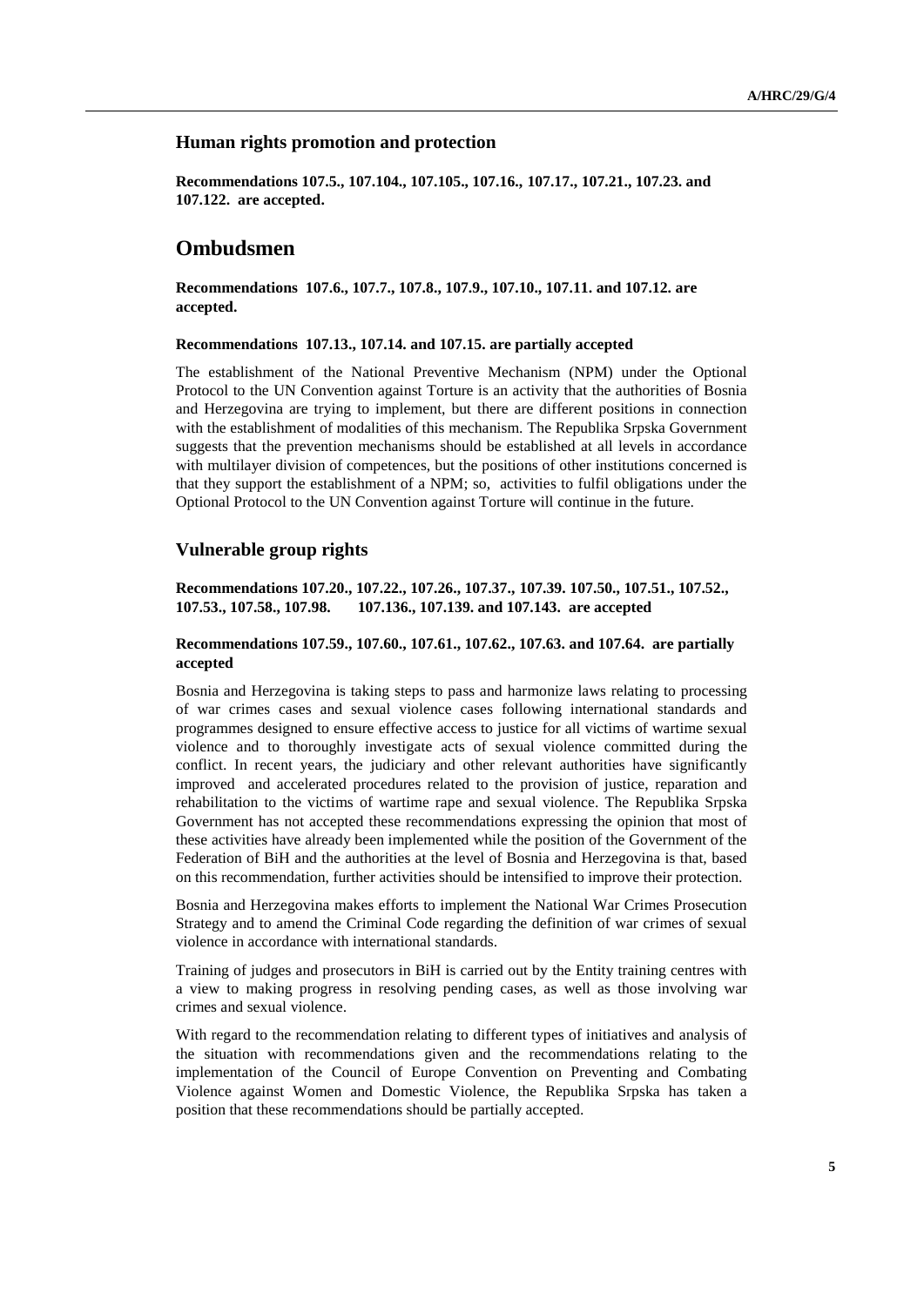### Human rights promotion and protection

**Recommendations 107.5., 107.104., 107.105., 107.16., 107.17., 107.21., 107.23. and 107.122. are accepted.**

## Ombudsmen

**Recommendations 107.6., 107.7., 107.8., 107.9., 107.10., 107.11. and 107.12. are accepted.**

**Recommendations 107.13., 107.14. and 107.15. are partially accepted**

The establishment of the National Preventive Mechanism (NPM) under the Optional Protocol to the UN Convention against Torture is an activity that the authorities of Bosnia and Herzegovina are trying to implement, but there are different positions in connection with the establishment of modalities of this mechanism. The Republika Srpska Government suggests that the prevention mechanisms should be established at all levels in accordance with multilayer division of competences, but the positions of other institutions concerned is that they support the establishment of a NPM; so, activities to fulfil obligations under the Optional Protocol to the UN Convention against Torture will continue in the future.

### Vulnerable group rights

**Recommendations 107.20., 107.22., 107.26., 107.37., 107.39. 107.50., 107.51., 107.52., 107.53., 107.58., 107.98. 107.136., 107.139. and 107.143. are accepted**

**Recommendations 107.59., 107.60., 107.61., 107.62., 107.63. and 107.64. are partially accepted**

Bosnia and Herzegovina is taking steps to pass and harmonize laws relating to processing of war crimes cases and sexual violence cases following international standards and programmes designed to ensure effective access to justice for all victims of wartime sexual violence and to thoroughly investigate acts of sexual violence committed during the conflict. In recent years, the judiciary and other relevant authorities have significantly improved and accelerated procedures related to the provision of justice, reparation and rehabilitation to the victims of wartime rape and sexual violence. The Republika Srpska Government has not accepted these recommendations expressing the opinion that most of these activities have already been implemented while the position of the Government of the Federation of BiH and the authorities at the level of Bosnia and Herzegovina is that, based on this recommendation, further activities should be intensified to improve their protection.

Bosnia and Herzegovina makes efforts to implement the National War Crimes Prosecution Strategy and to amend the Criminal Code regarding the definition of war crimes of sexual violence in accordance with international standards.

Training of judges and prosecutors in BiH is carried out by the Entity training centres with a view to making progress in resolving pending cases, as well as those involving war crimes and sexual violence.

With regard to the recommendation relating to different types of initiatives and analysis of the situation with recommendations given and the recommendations relating to the implementation of the Council of Europe Convention on Preventing and Combating Violence against Women and Domestic Violence, the Republika Srpska has taken a position that these recommendations should be partially accepted.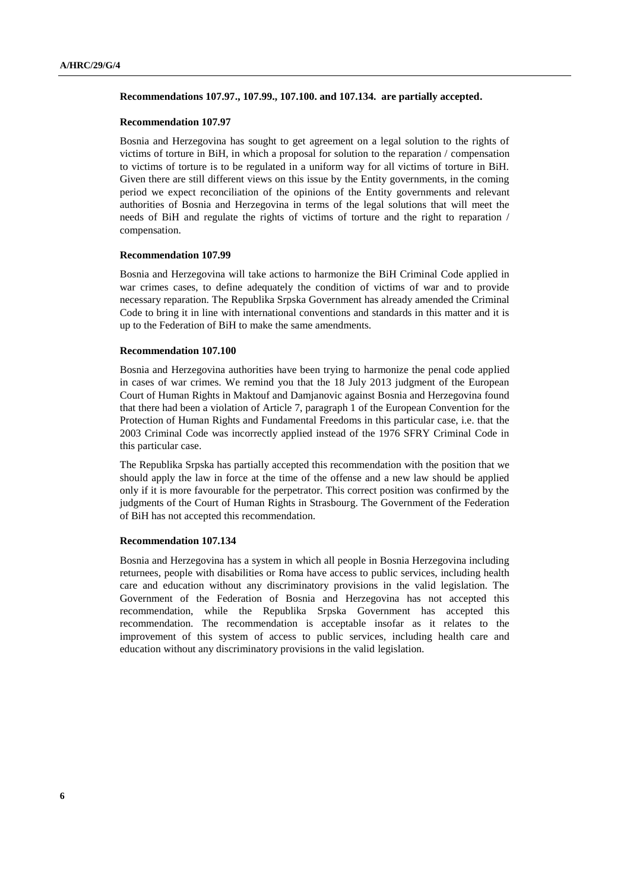**Recommendations 107.97., 107.99., 107.100. and 107.134. are partially accepted.**

**Recommendation 107.97**

Bosnia and Herzegovina has sought to get agreement on a legal solution to the rights of victims of torture in BiH, in which a proposal for solution to the reparation / compensation to victims of torture is to be regulated in a uniform way for all victims of torture in BiH. Given there are still different views on this issue by the Entity governments, in the coming period we expect reconciliation of the opinions of the Entity governments and relevant authorities of Bosnia and Herzegovina in terms of the legal solutions that will meet the needs of BiH and regulate the rights of victims of torture and the right to reparation / compensation.

**Recommendation 107.99**

Bosnia and Herzegovina will take actions to harmonize the BiH Criminal Code applied in war crimes cases, to define adequately the condition of victims of war and to provide necessary reparation. The Republika Srpska Government has already amended the Criminal Code to bring it in line with international conventions and standards in this matter and it is up to the Federation of BiH to make the same amendments.

**Recommendation 107.100**

Bosnia and Herzegovina authorities have been trying to harmonize the penal code applied in cases of war crimes. We remind you that the 18 July 2013 judgment of the European Court of Human Rights in Maktouf and Damjanovic against Bosnia and Herzegovina found that there had been a violation of Article 7, paragraph 1 of the European Convention for the Protection of Human Rights and Fundamental Freedoms in this particular case, i.e. that the 2003 Criminal Code was incorrectly applied instead of the 1976 SFRY Criminal Code in this particular case.

The Republika Srpska has partially accepted this recommendation with the position that we should apply the law in force at the time of the offense and a new law should be applied only if it is more favourable for the perpetrator. This correct position was confirmed by the judgments of the Court of Human Rights in Strasbourg. The Government of the Federation of BiH has not accepted this recommendation.

**Recommendation 107.134**

Bosnia and Herzegovina has a system in which all people in Bosnia Herzegovina including returnees, people with disabilities or Roma have access to public services, including health care and education without any discriminatory provisions in the valid legislation. The Government of the Federation of Bosnia and Herzegovina has not accepted this recommendation, while the Republika Srpska Government has accepted this recommendation. The recommendation is acceptable insofar as it relates to the improvement of this system of access to public services, including health care and education without any discriminatory provisions in the valid legislation.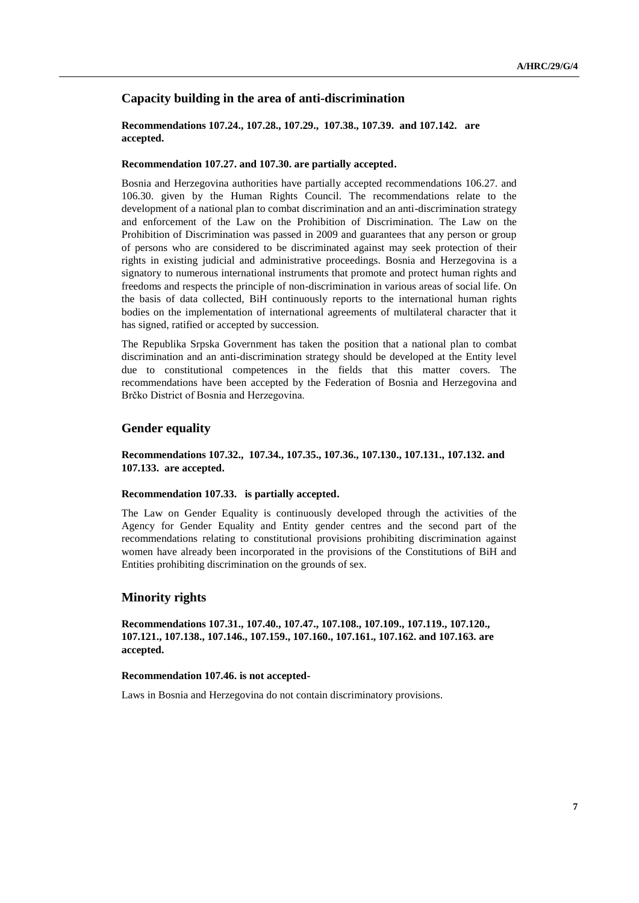## Capacity building in the area of anti-discrimination

**Recommendations 107.24., 107.28., 107.29., 107.38., 107.39. and 107.142. are accepted.**

**Recommendation 107.27. and 107.30. are partially accepted.**

Bosnia and Herzegovina authorities have partially accepted recommendations 106.27. and 106.30. given by the Human Rights Council. The recommendations relate to the development of a national plan to combat discrimination and an anti-discrimination strategy and enforcement of the Law on the Prohibition of Discrimination. The Law on the Prohibition of Discrimination was passed in 2009 and guarantees that any person or group of persons who are considered to be discriminated against may seek protection of their rights in existing judicial and administrative proceedings. Bosnia and Herzegovina is a signatory to numerous international instruments that promote and protect human rights and freedoms and respects the principle of non-discrimination in various areas of social life. On the basis of data collected, BiH continuously reports to the international human rights bodies on the implementation of international agreements of multilateral character that it has signed, ratified or accepted by succession.

The Republika Srpska Government has taken the position that a national plan to combat discrimination and an anti-discrimination strategy should be developed at the Entity level due to constitutional competences in the fields that this matter covers. The recommendations have been accepted by the Federation of Bosnia and Herzegovina and Brčko District of Bosnia and Herzegovina.

## Gender equality

**Recommendations 107.32., 107.34., 107.35., 107.36., 107.130., 107.131., 107.132. and 107.133. are accepted.**

**Recommendation 107.33. is partially accepted.**

The Law on Gender Equality is continuously developed through the activities of the Agency for Gender Equality and Entity gender centres and the second part of the recommendations relating to constitutional provisions prohibiting discrimination against women have already been incorporated in the provisions of the Constitutions of BiH and Entities prohibiting discrimination on the grounds of sex.

## Minority rights

**Recommendations 107.31., 107.40., 107.47., 107.108., 107.109., 107.119., 107.120., 107.121., 107.138., 107.146., 107.159., 107.160., 107.161., 107.162. and 107.163. are accepted.**

**Recommendation 107.46. is not accepted-**

Laws in Bosnia and Herzegovina do not contain discriminatory provisions.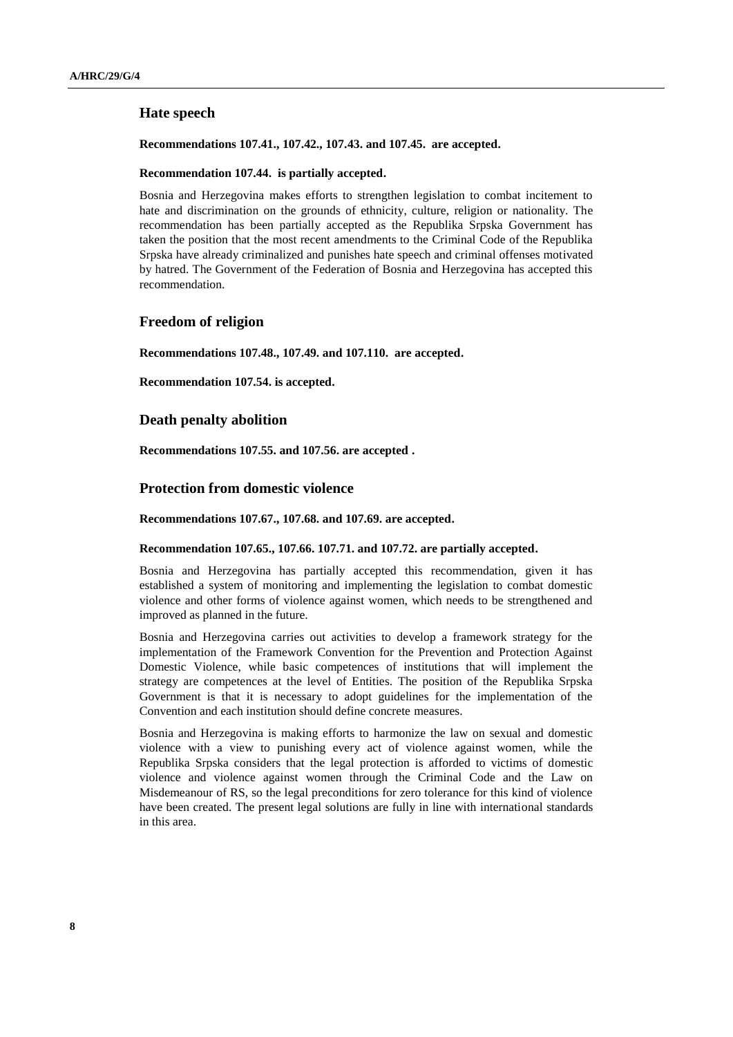## Hate speech

**Recommendations 107.41., 107.42., 107.43. and 107.45. are accepted.**

**Recommendation 107.44. is partially accepted.**

Bosnia and Herzegovina makes efforts to strengthen legislation to combat incitement to hate and discrimination on the grounds of ethnicity, culture, religion or nationality. The recommendation has been partially accepted as the Republika Srpska Government has taken the position that the most recent amendments to the Criminal Code of the Republika Srpska have already criminalized and punishes hate speech and criminal offenses motivated by hatred. The Government of the Federation of Bosnia and Herzegovina has accepted this recommendation.

## Freedom of religion

**Recommendations 107.48., 107.49. and 107.110. are accepted.**

**Recommendation 107.54. is accepted.**

## Death penalty abolition

**Recommendations 107.55. and 107.56. are accepted .**

## Protection from domestic violence

**Recommendations 107.67., 107.68. and 107.69. are accepted.**

**Recommendation 107.65., 107.66. 107.71. and 107.72. are partially accepted.**

Bosnia and Herzegovina has partially accepted this recommendation, given it has established a system of monitoring and implementing the legislation to combat domestic violence and other forms of violence against women, which needs to be strengthened and improved as planned in the future.

Bosnia and Herzegovina carries out activities to develop a framework strategy for the implementation of the Framework Convention for the Prevention and Protection Against Domestic Violence, while basic competences of institutions that will implement the strategy are competences at the level of Entities. The position of the Republika Srpska Government is that it is necessary to adopt guidelines for the implementation of the Convention and each institution should define concrete measures.

Bosnia and Herzegovina is making efforts to harmonize the law on sexual and domestic violence with a view to punishing every act of violence against women, while the Republika Srpska considers that the legal protection is afforded to victims of domestic violence and violence against women through the Criminal Code and the Law on Misdemeanour of RS, so the legal preconditions for zero tolerance for this kind of violence have been created. The present legal solutions are fully in line with international standards in this area.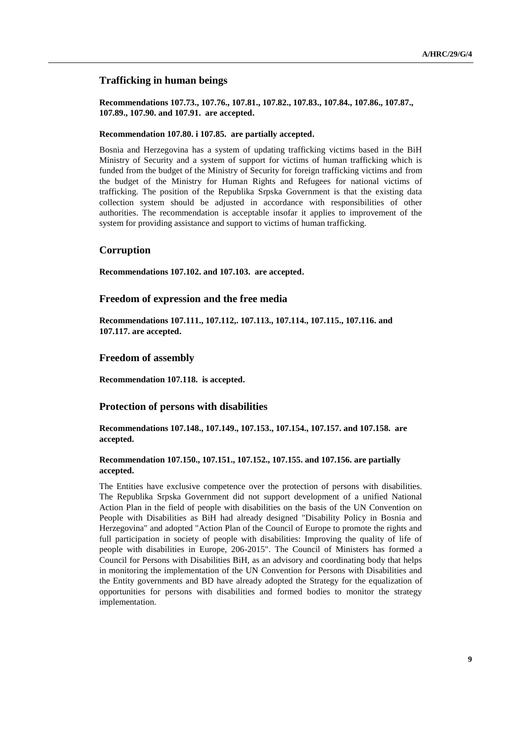## Trafficking in human beings

**Recommendations 107.73., 107.76., 107.81., 107.82., 107.83., 107.84., 107.86., 107.87., 107.89., 107.90. and 107.91. are accepted.**

**Recommendation 107.80. i 107.85. are partially accepted.**

Bosnia and Herzegovina has a system of updating trafficking victims based in the BiH Ministry of Security and a system of support for victims of human trafficking which is funded from the budget of the Ministry of Security for foreign trafficking victims and from the budget of the Ministry for Human Rights and Refugees for national victims of trafficking. The position of the Republika Srpska Government is that the existing data collection system should be adjusted in accordance with responsibilities of other authorities. The recommendation is acceptable insofar it applies to improvement of the system for providing assistance and support to victims of human trafficking.

## Corruption

**Recommendations 107.102. and 107.103. are accepted.**

## Freedom of expression and the free media

**Recommendations 107.111., 107.112,. 107.113., 107.114., 107.115., 107.116. and 107.117. are accepted.**

## Freedom of assembly

**Recommendation 107.118. is accepted.**

## Protection of persons with disabilities

**Recommendations 107.148., 107.149., 107.153., 107.154., 107.157. and 107.158. are accepted.**

**Recommendation 107.150., 107.151., 107.152., 107.155. and 107.156. are partially accepted.**

The Entities have exclusive competence over the protection of persons with disabilities. The Republika Srpska Government did not support development of a unified National Action Plan in the field of people with disabilities on the basis of the UN Convention on People with Disabilities as BiH had already designed "Disability Policy in Bosnia and Herzegovina" and adopted "Action Plan of the Council of Europe to promote the rights and full participation in society of people with disabilities: Improving the quality of life of people with disabilities in Europe, 206-2015". The Council of Ministers has formed a Council for Persons with Disabilities BiH, as an advisory and coordinating body that helps in monitoring the implementation of the UN Convention for Persons with Disabilities and the Entity governments and BD have already adopted the Strategy for the equalization of opportunities for persons with disabilities and formed bodies to monitor the strategy implementation.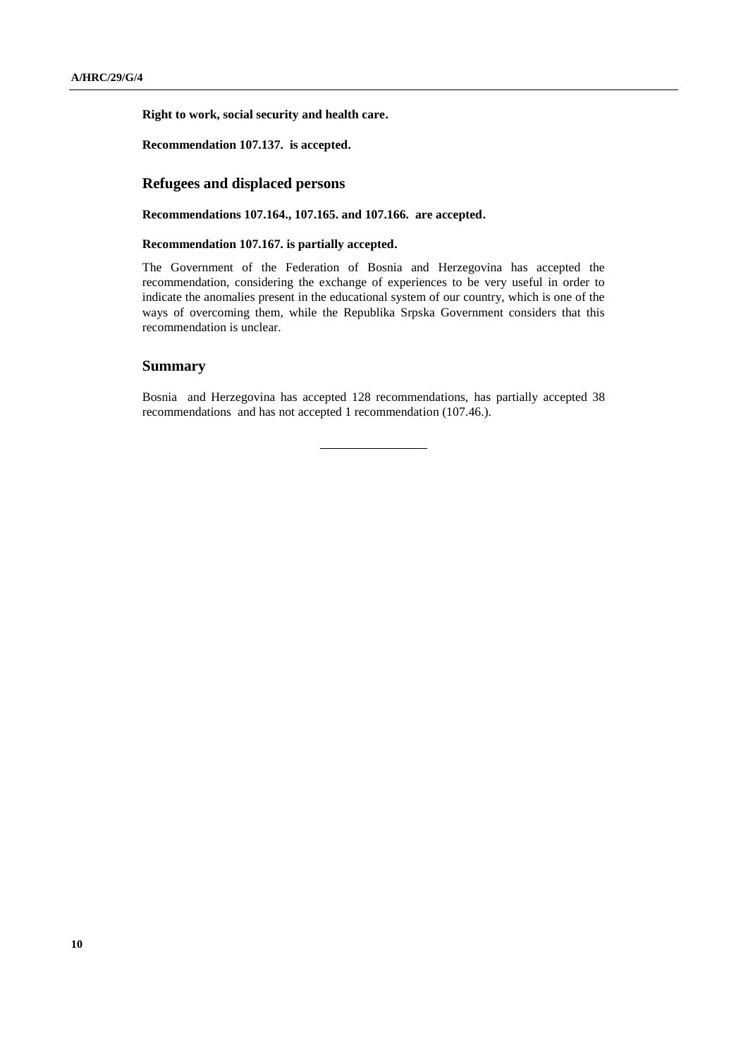**Right to work, social security and health care.**

**Recommendation 107.137. is accepted.**

## Refugees and displaced persons

**Recommendations 107.164., 107.165. and 107.166. are accepted.**

**Recommendation 107.167. is partially accepted.**

The Government of the Federation of Bosnia and Herzegovina has accepted the recommendation, considering the exchange of experiences to be very useful in order to indicate the anomalies present in the educational system of our country, which is one of the ways of overcoming them, while the Republika Srpska Government considers that this recommendation is unclear.

## Summary

Bosnia and Herzegovina has accepted 128 recommendations, has partially accepted 38 recommendations and has not accepted 1 recommendation (107.46.).